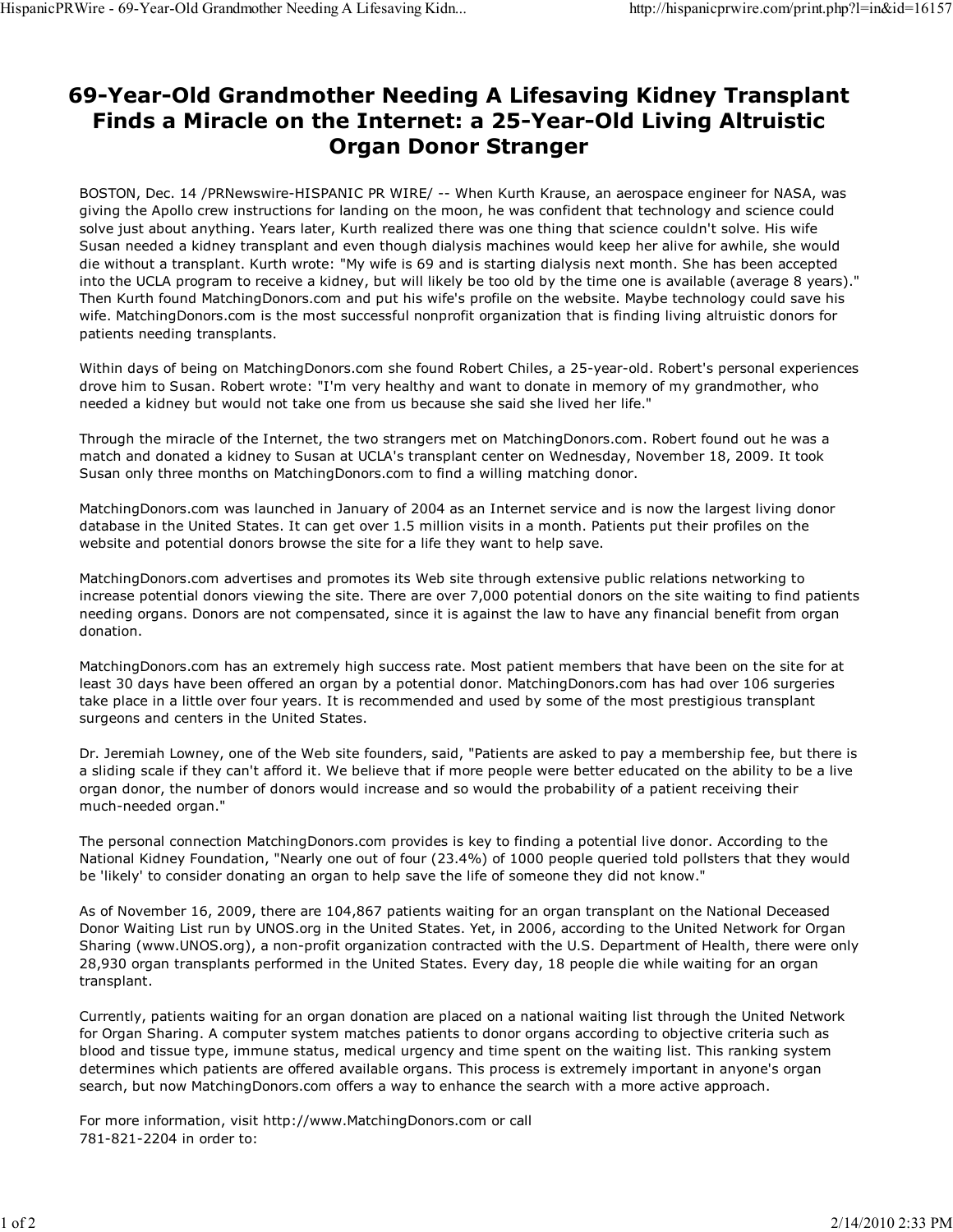# 69-Year-Old Grandmother Needing A Lifesaving Kidney Transplant Finds a Miracle on the Internet: a 25-Year-Old Living Altruistic Organ Donor Stranger

BOSTON, Dec. 14 /PRNewswire-HISPANIC PR WIRE/ -- When Kurth Krause, an aerospace engineer for NASA, was giving the Apollo crew instructions for landing on the moon, he was confident that technology and science could solve just about anything. Years later, Kurth realized there was one thing that science couldn't solve. His wife Susan needed a kidney transplant and even though dialysis machines would keep her alive for awhile, she would die without a transplant. Kurth wrote: "My wife is 69 and is starting dialysis next month. She has been accepted into the UCLA program to receive a kidney, but will likely be too old by the time one is available (average 8 years)." Then Kurth found MatchingDonors.com and put his wife's profile on the website. Maybe technology could save his wife. MatchingDonors.com is the most successful nonprofit organization that is finding living altruistic donors for patients needing transplants.

Within days of being on MatchingDonors.com she found Robert Chiles, a 25-year-old. Robert's personal experiences drove him to Susan. Robert wrote: "I'm very healthy and want to donate in memory of my grandmother, who needed a kidney but would not take one from us because she said she lived her life."

Through the miracle of the Internet, the two strangers met on MatchingDonors.com. Robert found out he was a match and donated a kidney to Susan at UCLA's transplant center on Wednesday, November 18, 2009. It took Susan only three months on MatchingDonors.com to find a willing matching donor.

MatchingDonors.com was launched in January of 2004 as an Internet service and is now the largest living donor database in the United States. It can get over 1.5 million visits in a month. Patients put their profiles on the website and potential donors browse the site for a life they want to help save.

MatchingDonors.com advertises and promotes its Web site through extensive public relations networking to increase potential donors viewing the site. There are over 7,000 potential donors on the site waiting to find patients needing organs. Donors are not compensated, since it is against the law to have any financial benefit from organ donation.

MatchingDonors.com has an extremely high success rate. Most patient members that have been on the site for at least 30 days have been offered an organ by a potential donor. MatchingDonors.com has had over 106 surgeries take place in a little over four years. It is recommended and used by some of the most prestigious transplant surgeons and centers in the United States.

Dr. Jeremiah Lowney, one of the Web site founders, said, "Patients are asked to pay a membership fee, but there is a sliding scale if they can't afford it. We believe that if more people were better educated on the ability to be a live organ donor, the number of donors would increase and so would the probability of a patient receiving their much-needed organ."

The personal connection MatchingDonors.com provides is key to finding a potential live donor. According to the National Kidney Foundation, "Nearly one out of four (23.4%) of 1000 people queried told pollsters that they would be 'likely' to consider donating an organ to help save the life of someone they did not know."

As of November 16, 2009, there are 104,867 patients waiting for an organ transplant on the National Deceased Donor Waiting List run by UNOS.org in the United States. Yet, in 2006, according to the United Network for Organ Sharing (www.UNOS.org), a non-profit organization contracted with the U.S. Department of Health, there were only 28,930 organ transplants performed in the United States. Every day, 18 people die while waiting for an organ transplant.

Currently, patients waiting for an organ donation are placed on a national waiting list through the United Network for Organ Sharing. A computer system matches patients to donor organs according to objective criteria such as blood and tissue type, immune status, medical urgency and time spent on the waiting list. This ranking system determines which patients are offered available organs. This process is extremely important in anyone's organ search, but now MatchingDonors.com offers a way to enhance the search with a more active approach.

For more information, visit http://www.MatchingDonors.com or call
781-821-2204 in order to: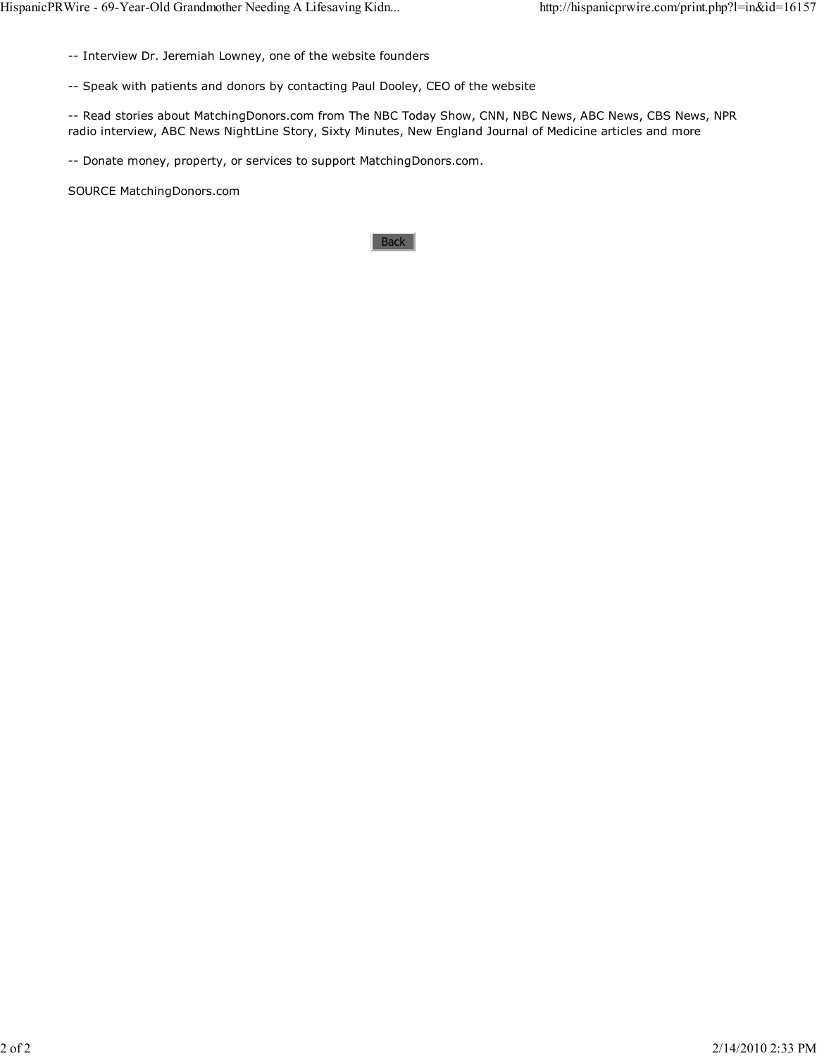-- Interview Dr. Jeremiah Lowney, one of the website founders

-- Speak with patients and donors by contacting Paul Dooley, CEO of the website

-- Read stories about MatchingDonors.com from The NBC Today Show, CNN, NBC News, ABC News, CBS News, NPR radio interview, ABC News NightLine Story, Sixty Minutes, New England Journal of Medicine articles and more

-- Donate money, property, or services to support MatchingDonors.com.

SOURCE MatchingDonors.com

Back